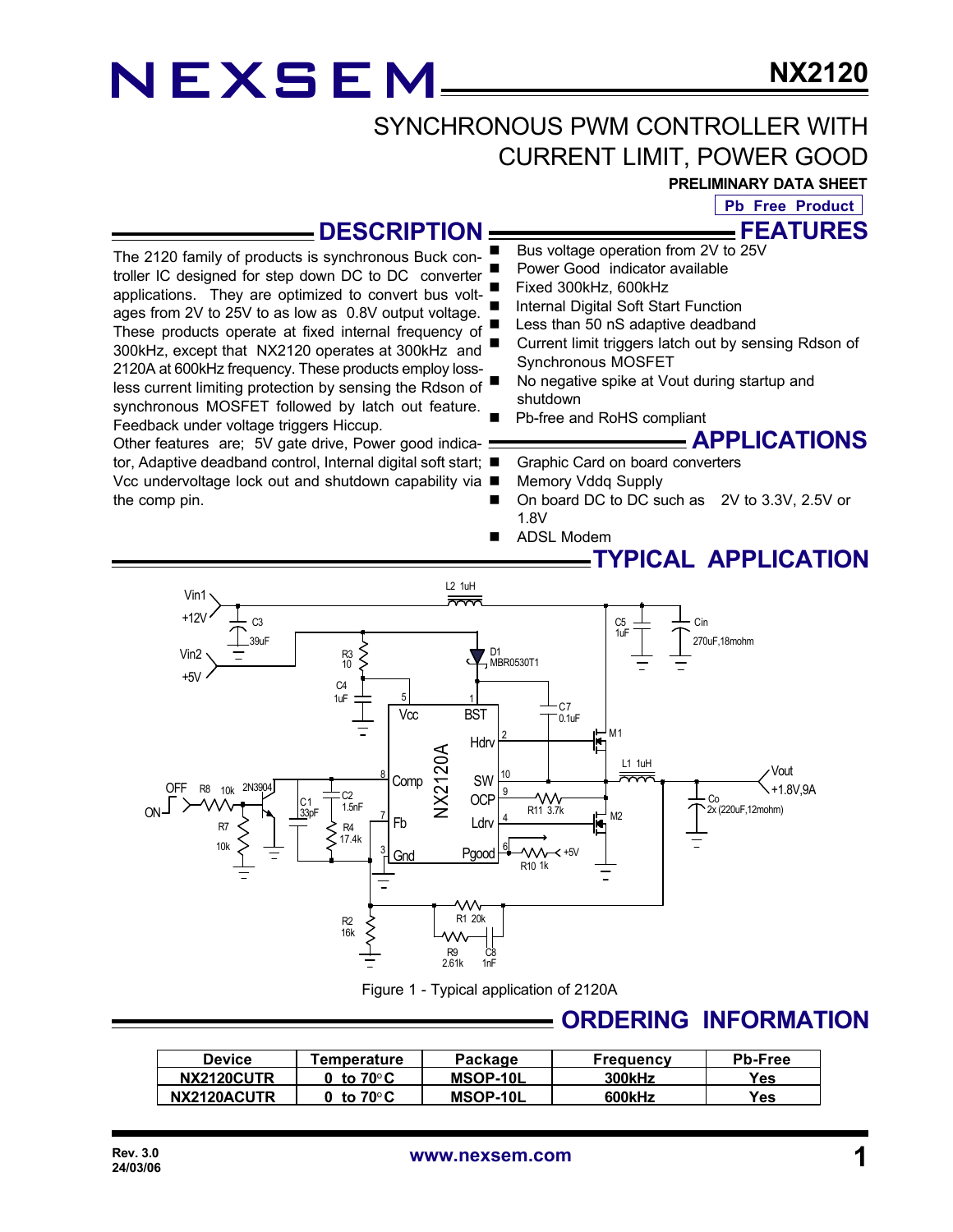# NEXSEM NX2120

## SYNCHRONOUS PWM CONTROLLER WITH CURRENT LIMIT, POWER GOOD

**PRELIMINARY DATA SHEET**

**Pb Free Product**

## DESCRIPTION

The 2120 family of products is synchronous Buck controller IC designed for step down DC to DC converter applications. They are optimized to convert bus voltages from 2V to 25V to as low as 0.8V output voltage. These products operate at fixed internal frequency of 300kHz, except that NX2120 operates at 300kHz and 2120A at 600kHz frequency. These products employ lossless current limiting protection by sensing the Rdson of synchronous MOSFET followed by latch out feature. Feedback under voltage triggers Hiccup.

Other features are; 5V gate drive, Power good indicator, Adaptive deadband control, Internal digital soft start, Vcc undervoltage lock out and shutdown capability via the comp pin.

## FEATURES

- Bus voltage operation from 2V to 25V
- Power Good indicator available
- Fixed 300kHz, 600kHz
- Internal Digital Soft Start Function
- Less than 50 nS adaptive deadband
- Current limit triggers latch out by sensing Rdson of Synchronous MOSFET
- No negative spike at Vout during startup and shutdown
- Pb-free and RoHS compliant

## APPLICATIONS

- Graphic Card on board converters
- Memory Vddq Supply
- On board DC to DC such as 2V to 3.3V, 2.5V or 1.8V
- ADSL Modem

## TYPICAL APPLICATION

Figure 1 - Typical application of 2120A

## ORDERING INFORMATION

| Device | Temperature | Package | Frequency | Pb-Free |
|---|---|---|---|---|
| NX2120CUTR | 0 to 70°C | MSOP-10L | 300kHz | Yes |
| NX2120ACUTR | 0 to 70°C | MSOP-10L | 600kHz | Yes |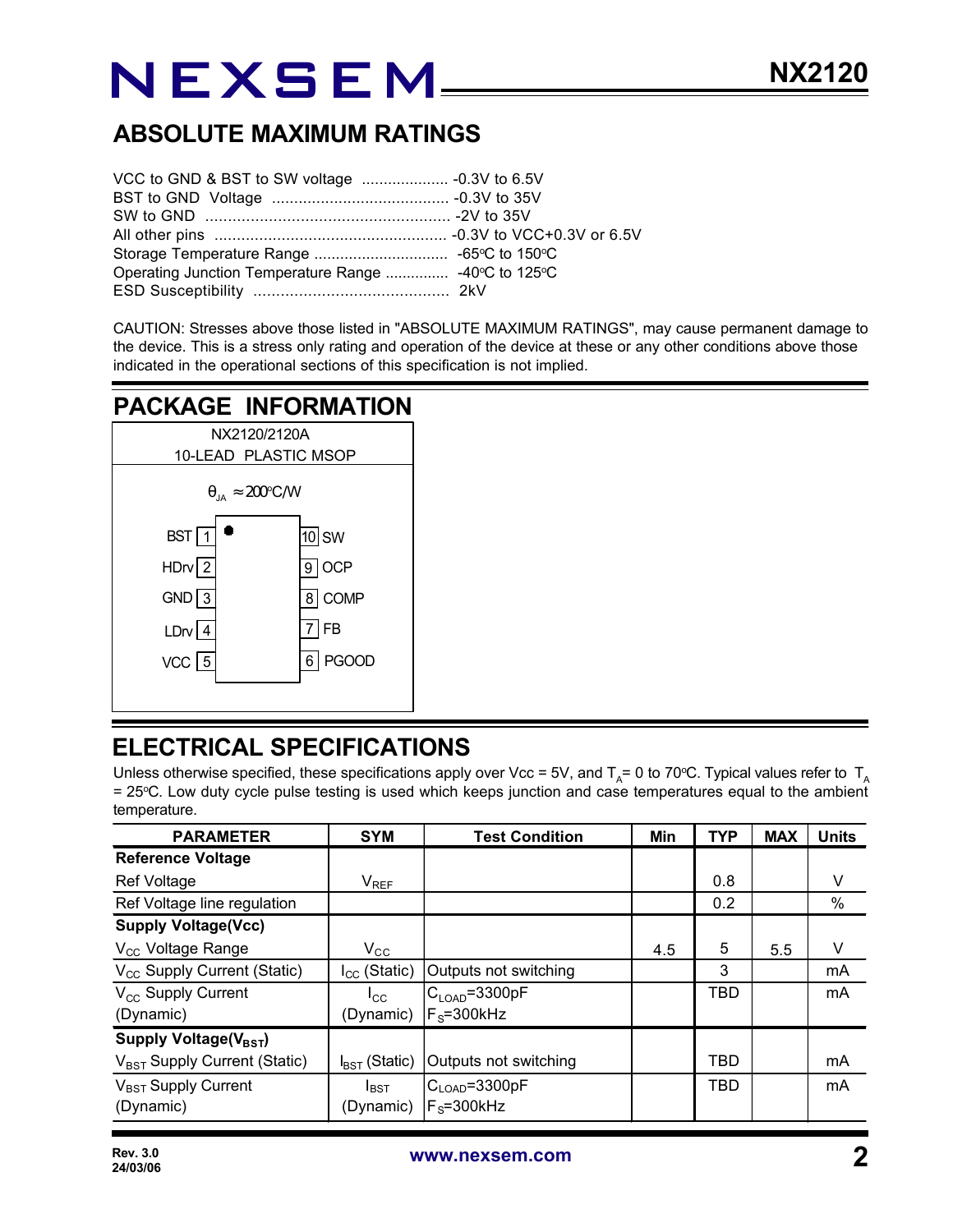## ABSOLUTE MAXIMUM RATINGS

VCC to GND & BST to SW voltage .................... -0.3V to 6.5V
BST to GND Voltage ........................................ -0.3V to 35V
SW to GND ...................................................... -2V to 35V
All other pins .................................................... -0.3V to VCC+0.3V or 6.5V
Storage Temperature Range .............................. -65°C to 150°C
Operating Junction Temperature Range .............. -40°C to 125°C
ESD Susceptibility ........................................... 2kV

CAUTION: Stresses above those listed in "ABSOLUTE MAXIMUM RATINGS", may cause permanent damage to the device. This is a stress only rating and operation of the device at these or any other conditions above those indicated in the operational sections of this specification is not implied.

## PACKAGE INFORMATION

NX2120/2120A
10-LEAD PLASTIC MSOP

$\theta_{JA} \approx 200°C/W$

| Pin | Name | Pin | Name |
|---|---|---|---|
| 1 | BST | 10 | SW |
| 2 | HDrv | 9 | OCP |
| 3 | GND | 8 | COMP |
| 4 | LDrv | 7 | FB |
| 5 | VCC | 6 | PGOOD |

## ELECTRICAL SPECIFICATIONS

Unless otherwise specified, these specifications apply over Vcc = 5V, and $T_A$= 0 to 70°C. Typical values refer to $T_A$ = 25°C. Low duty cycle pulse testing is used which keeps junction and case temperatures equal to the ambient temperature.

| PARAMETER | SYM | Test Condition | Min | TYP | MAX | Units |
|---|---|---|---|---|---|---|
| **Reference Voltage** | | | | | | |
| Ref Voltage | $V_{REF}$ | | | 0.8 | | V |
| Ref Voltage line regulation | | | | 0.2 | | % |
| **Supply Voltage(Vcc)** | | | | | | |
| $V_{CC}$ Voltage Range | $V_{CC}$ | | 4.5 | 5 | 5.5 | V |
| $V_{CC}$ Supply Current (Static) | $I_{CC}$ (Static) | Outputs not switching | | 3 | | mA |
| $V_{CC}$ Supply Current (Dynamic) | $I_{CC}$ (Dynamic) | $C_{LOAD}$=3300pF $F_S$=300kHz | | TBD | | mA |
| **Supply Voltage($V_{BST}$)** | | | | | | |
| $V_{BST}$ Supply Current (Static) | $I_{BST}$ (Static) | Outputs not switching | | TBD | | mA |
| $V_{BST}$ Supply Current (Dynamic) | $I_{BST}$ (Dynamic) | $C_{LOAD}$=3300pF $F_S$=300kHz | | TBD | | mA |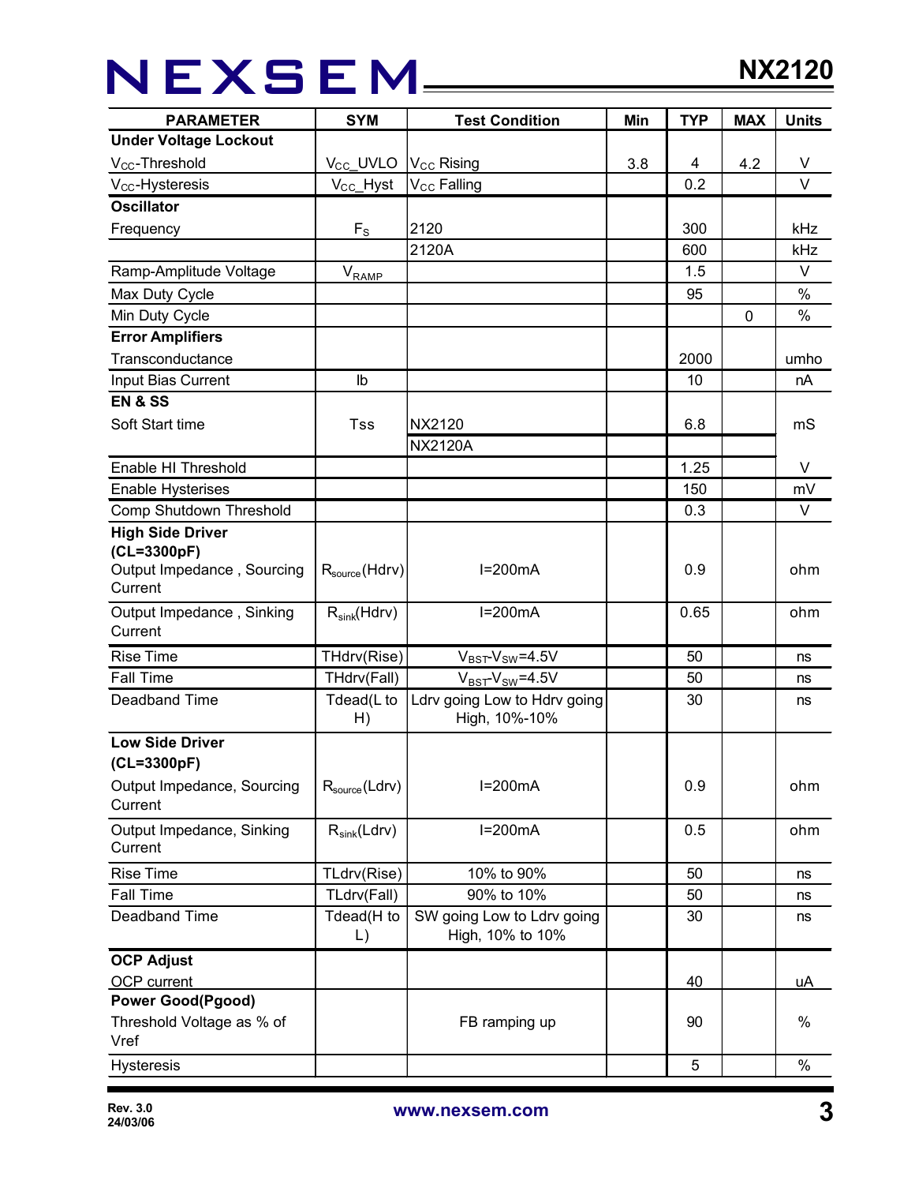| PARAMETER | SYM | Test Condition | Min | TYP | MAX | Units |
|---|---|---|---|---|---|---|
| **Under Voltage Lockout** | | | | | | |
| $V_{CC}$-Threshold | $V_{CC}$_UVLO | $V_{CC}$ Rising | 3.8 | 4 | 4.2 | V |
| $V_{CC}$-Hysteresis | $V_{CC}$_Hyst | $V_{CC}$ Falling | | 0.2 | | V |
| **Oscillator** | | | | | | |
| Frequency | $F_S$ | 2120 | | 300 | | kHz |
| | | 2120A | | 600 | | kHz |
| Ramp-Amplitude Voltage | $V_{RAMP}$ | | | 1.5 | | V |
| Max Duty Cycle | | | | 95 | | % |
| Min Duty Cycle | | | | | 0 | % |
| **Error Amplifiers** | | | | | | |
| Transconductance | | | | 2000 | | umho |
| Input Bias Current | Ib | | | 10 | | nA |
| **EN & SS** | | | | | | |
| Soft Start time | Tss | NX2120 | | 6.8 | | mS |
| | | NX2120A | | | | |
| Enable HI Threshold | | | | 1.25 | | V |
| Enable Hysterises | | | | 150 | | mV |
| Comp Shutdown Threshold | | | | 0.3 | | V |
| **High Side Driver (CL=3300pF)** | | | | | | |
| Output Impedance , Sourcing Current | $R_{source}$(Hdrv) | I=200mA | | 0.9 | | ohm |
| Output Impedance , Sinking Current | $R_{sink}$(Hdrv) | I=200mA | | 0.65 | | ohm |
| Rise Time | THdrv(Rise) | $V_{BST}$-$V_{SW}$=4.5V | | 50 | | ns |
| Fall Time | THdrv(Fall) | $V_{BST}$-$V_{SW}$=4.5V | | 50 | | ns |
| Deadband Time | Tdead(L to H) | Ldrv going Low to Hdrv going High, 10%-10% | | 30 | | ns |
| **Low Side Driver (CL=3300pF)** | | | | | | |
| Output Impedance, Sourcing Current | $R_{source}$(Ldrv) | I=200mA | | 0.9 | | ohm |
| Output Impedance, Sinking Current | $R_{sink}$(Ldrv) | I=200mA | | 0.5 | | ohm |
| Rise Time | TLdrv(Rise) | 10% to 90% | | 50 | | ns |
| Fall Time | TLdrv(Fall) | 90% to 10% | | 50 | | ns |
| Deadband Time | Tdead(H to L) | SW going Low to Ldrv going High, 10% to 10% | | 30 | | ns |
| **OCP Adjust** | | | | | | |
| OCP current | | | | 40 | | uA |
| **Power Good(Pgood)** | | | | | | |
| Threshold Voltage as % of Vref | | FB ramping up | | 90 | | % |
| Hysteresis | | | | 5 | | % |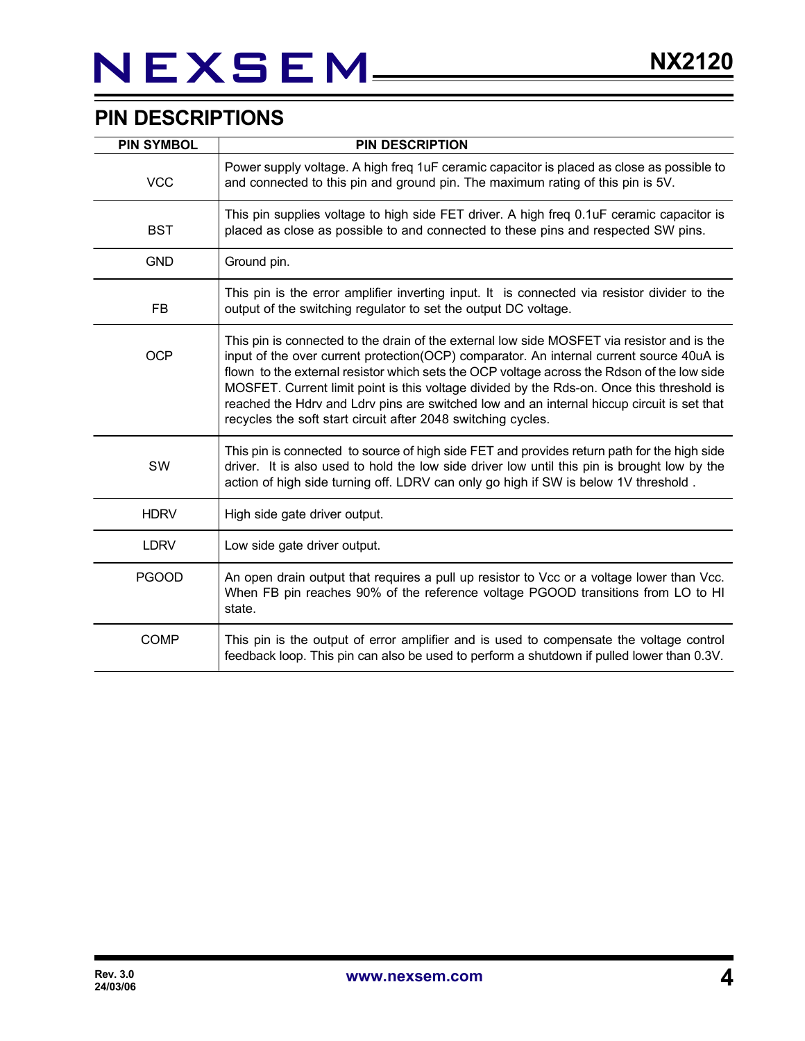## PIN DESCRIPTIONS

| PIN SYMBOL | PIN DESCRIPTION |
|---|---|
| VCC | Power supply voltage. A high freq 1uF ceramic capacitor is placed as close as possible to and connected to this pin and ground pin. The maximum rating of this pin is 5V. |
| BST | This pin supplies voltage to high side FET driver. A high freq 0.1uF ceramic capacitor is placed as close as possible to and connected to these pins and respected SW pins. |
| GND | Ground pin. |
| FB | This pin is the error amplifier inverting input. It is connected via resistor divider to the output of the switching regulator to set the output DC voltage. |
| OCP | This pin is connected to the drain of the external low side MOSFET via resistor and is the input of the over current protection(OCP) comparator. An internal current source 40uA is flown to the external resistor which sets the OCP voltage across the Rdson of the low side MOSFET. Current limit point is this voltage divided by the Rds-on. Once this threshold is reached the Hdrv and Ldrv pins are switched low and an internal hiccup circuit is set that recycles the soft start circuit after 2048 switching cycles. |
| SW | This pin is connected to source of high side FET and provides return path for the high side driver. It is also used to hold the low side driver low until this pin is brought low by the action of high side turning off. LDRV can only go high if SW is below 1V threshold . |
| HDRV | High side gate driver output. |
| LDRV | Low side gate driver output. |
| PGOOD | An open drain output that requires a pull up resistor to Vcc or a voltage lower than Vcc. When FB pin reaches 90% of the reference voltage PGOOD transitions from LO to HI state. |
| COMP | This pin is the output of error amplifier and is used to compensate the voltage control feedback loop. This pin can also be used to perform a shutdown if pulled lower than 0.3V. |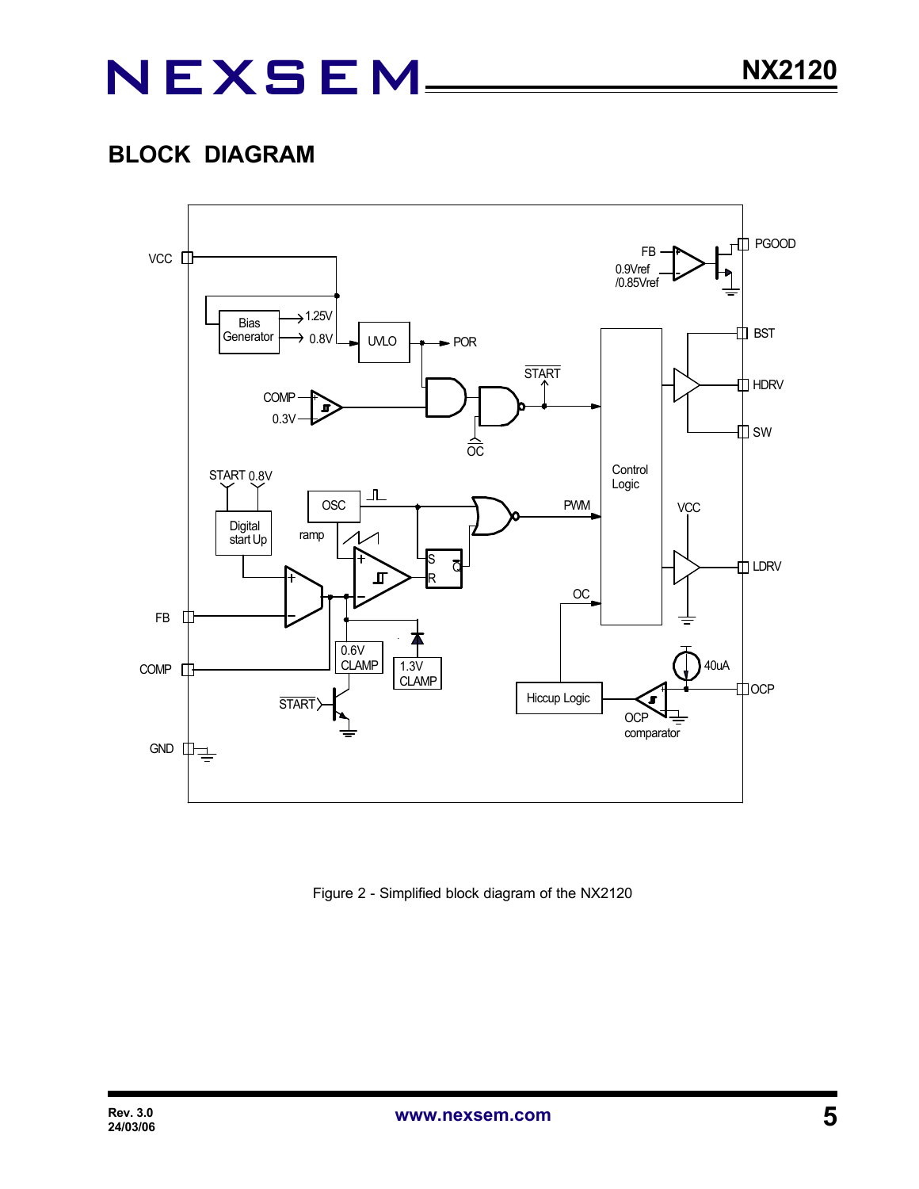## BLOCK DIAGRAM

Figure 2 - Simplified block diagram of the NX2120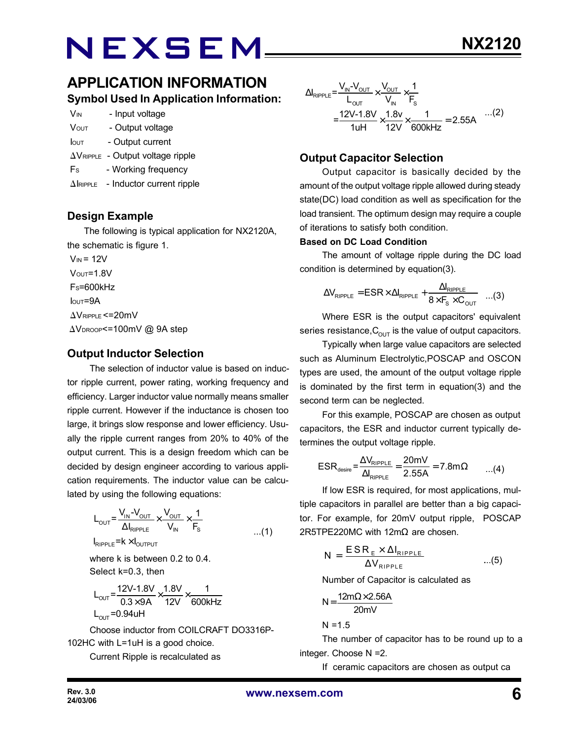## APPLICATION INFORMATION

### Symbol Used In Application Information:

$V_{IN}$ - Input voltage

$V_{OUT}$ - Output voltage

$I_{OUT}$ - Output current

$\Delta V_{RIPPLE}$ - Output voltage ripple

$F_S$ - Working frequency

$\Delta I_{RIPPLE}$ - Inductor current ripple

### Design Example

The following is typical application for NX2120A, the schematic is figure 1.

$V_{IN} = 12V$

$V_{OUT}=1.8V$

$F_S=600kHz$

$I_{OUT}=9A$

$\Delta V_{RIPPLE} <=20mV$

$\Delta V_{DROOP}<=100mV$ @ 9A step

### Output Inductor Selection

The selection of inductor value is based on inductor ripple current, power rating, working frequency and efficiency. Larger inductor value normally means smaller ripple current. However if the inductance is chosen too large, it brings slow response and lower efficiency. Usually the ripple current ranges from 20% to 40% of the output current. This is a design freedom which can be decided by design engineer according to various application requirements. The inductor value can be calculated by using the following equations:

$$L_{OUT}=\frac{V_{IN}-V_{OUT}}{\Delta I_{RIPPLE}}\times\frac{V_{OUT}}{V_{IN}}\times\frac{1}{F_S} \quad ...(1)$$

$$I_{RIPPLE}=k\times I_{OUTPUT}$$

where k is between 0.2 to 0.4.

Select k=0.3, then

$$L_{OUT}=\frac{12V-1.8V}{0.3\times 9A}\times\frac{1.8V}{12V}\times\frac{1}{600kHz}$$

$$L_{OUT}=0.94uH$$

Choose inductor from COILCRAFT DO3316P-102HC with L=1uH is a good choice.

Current Ripple is recalculated as

$$\Delta I_{RIPPLE}=\frac{V_{IN}-V_{OUT}}{L_{OUT}}\times\frac{V_{OUT}}{V_{IN}}\times\frac{1}{F_S}$$
$$=\frac{12V-1.8V}{1uH}\times\frac{1.8v}{12V}\times\frac{1}{600kHz}=2.55A \quad ...(2)$$

### Output Capacitor Selection

Output capacitor is basically decided by the amount of the output voltage ripple allowed during steady state(DC) load condition as well as specification for the load transient. The optimum design may require a couple of iterations to satisfy both condition.

**Based on DC Load Condition**

The amount of voltage ripple during the DC load condition is determined by equation(3).

$$\Delta V_{RIPPLE}=ESR\times\Delta I_{RIPPLE}+\frac{\Delta I_{RIPPLE}}{8\times F_S\times C_{OUT}} \quad ...(3)$$

Where ESR is the output capacitors' equivalent series resistance, $C_{OUT}$ is the value of output capacitors.

Typically when large value capacitors are selected such as Aluminum Electrolytic,POSCAP and OSCON types are used, the amount of the output voltage ripple is dominated by the first term in equation(3) and the second term can be neglected.

For this example, POSCAP are chosen as output capacitors, the ESR and inductor current typically determines the output voltage ripple.

$$ESR_{desire}=\frac{\Delta V_{RIPPLE}}{\Delta I_{RIPPLE}}=\frac{20mV}{2.55A}=7.8m\Omega \quad ...(4)$$

If low ESR is required, for most applications, multiple capacitors in parallel are better than a big capacitor. For example, for 20mV output ripple, POSCAP 2R5TPE220MC with 12mΩ are chosen.

$$N=\frac{ESR_E\times\Delta I_{RIPPLE}}{\Delta V_{RIPPLE}} \quad ...(5)$$

Number of Capacitor is calculated as

$$N=\frac{12m\Omega\times 2.56A}{20mV}$$

$$N=1.5$$

The number of capacitor has to be round up to a integer. Choose N =2.

If ceramic capacitors are chosen as output ca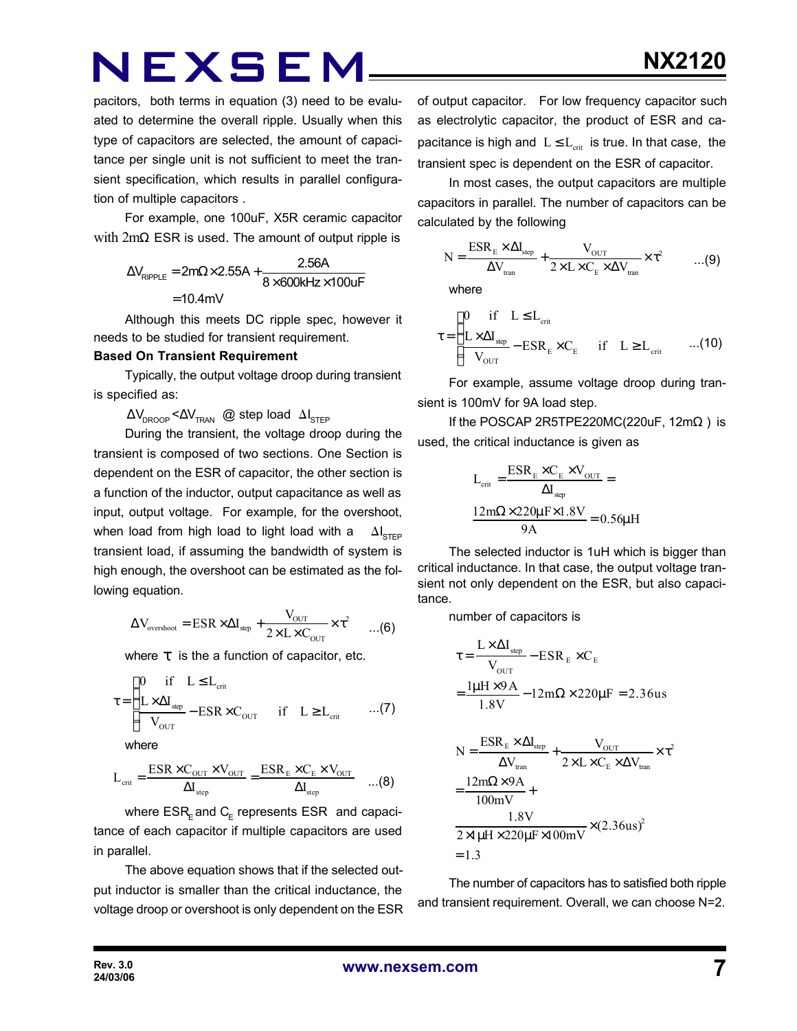pacitors, both terms in equation (3) need to be evaluated to determine the overall ripple. Usually when this type of capacitors are selected, the amount of capacitance per single unit is not sufficient to meet the transient specification, which results in parallel configuration of multiple capacitors .

For example, one 100uF, X5R ceramic capacitor with 2mΩ ESR is used. The amount of output ripple is

$$\Delta V_{RIPPLE} = 2m\Omega \times 2.55A + \frac{2.56A}{8 \times 600kHz \times 100uF}$$
$$= 10.4mV$$

Although this meets DC ripple spec, however it needs to be studied for transient requirement.

**Based On Transient Requirement**

Typically, the output voltage droop during transient is specified as:

$\Delta V_{DROOP} < \Delta V_{TRAN}$ @ step load $\Delta I_{STEP}$

During the transient, the voltage droop during the transient is composed of two sections. One Section is dependent on the ESR of capacitor, the other section is a function of the inductor, output capacitance as well as input, output voltage. For example, for the overshoot, when load from high load to light load with a $\Delta I_{STEP}$ transient load, if assuming the bandwidth of system is high enough, the overshoot can be estimated as the following equation.

$$\Delta V_{overshoot} = ESR \times \Delta I_{step} + \frac{V_{OUT}}{2 \times L \times C_{OUT}} \times \tau^2 \quad ...(6)$$

where $\tau$ is the a function of capacitor, etc.

$$\tau = \begin{cases} 0 & \text{if} \quad L \le L_{crit} \\ \frac{L \times \Delta I_{step}}{V_{OUT}} - ESR \times C_{OUT} & \text{if} \quad L \ge L_{crit} \end{cases} \quad ...(7)$$

where

$$L_{crit} = \frac{ESR \times C_{OUT} \times V_{OUT}}{\Delta I_{step}} = \frac{ESR_E \times C_E \times V_{OUT}}{\Delta I_{step}} \quad ...(8)$$

where $ESR_E$ and $C_E$ represents ESR and capacitance of each capacitor if multiple capacitors are used in parallel.

The above equation shows that if the selected output inductor is smaller than the critical inductance, the voltage droop or overshoot is only dependent on the ESR of output capacitor. For low frequency capacitor such as electrolytic capacitor, the product of ESR and capacitance is high and $L \le L_{crit}$ is true. In that case, the transient spec is dependent on the ESR of capacitor.

In most cases, the output capacitors are multiple capacitors in parallel. The number of capacitors can be calculated by the following

$$N = \frac{ESR_E \times \Delta I_{step}}{\Delta V_{tran}} + \frac{V_{OUT}}{2 \times L \times C_E \times \Delta V_{tran}} \times \tau^2 \quad ...(9)$$

where

$$\tau = \begin{cases} 0 & \text{if} \quad L \le L_{crit} \\ \frac{L \times \Delta I_{step}}{V_{OUT}} - ESR_E \times C_E & \text{if} \quad L \ge L_{crit} \end{cases} \quad ...(10)$$

For example, assume voltage droop during transient is 100mV for 9A load step.

If the POSCAP 2R5TPE220MC(220uF, 12mΩ ) is used, the critical inductance is given as

$$L_{crit} = \frac{ESR_E \times C_E \times V_{OUT}}{\Delta I_{step}} =$$
$$\frac{12m\Omega \times 220\mu F \times 1.8V}{9A} = 0.56\mu H$$

The selected inductor is 1uH which is bigger than critical inductance. In that case, the output voltage transient not only dependent on the ESR, but also capacitance.

number of capacitors is

$$\tau = \frac{L \times \Delta I_{step}}{V_{OUT}} - ESR_E \times C_E$$
$$= \frac{1\mu H \times 9A}{1.8V} - 12m\Omega \times 220\mu F = 2.36us$$

$$N = \frac{ESR_E \times \Delta I_{step}}{\Delta V_{tran}} + \frac{V_{OUT}}{2 \times L \times C_E \times \Delta V_{tran}} \times \tau^2$$
$$= \frac{12m\Omega \times 9A}{100mV} +$$
$$\frac{1.8V}{2 \times 1\mu H \times 220\mu F \times 100mV} \times (2.36us)^2$$
$$= 1.3$$

The number of capacitors has to satisfied both ripple and transient requirement. Overall, we can choose N=2.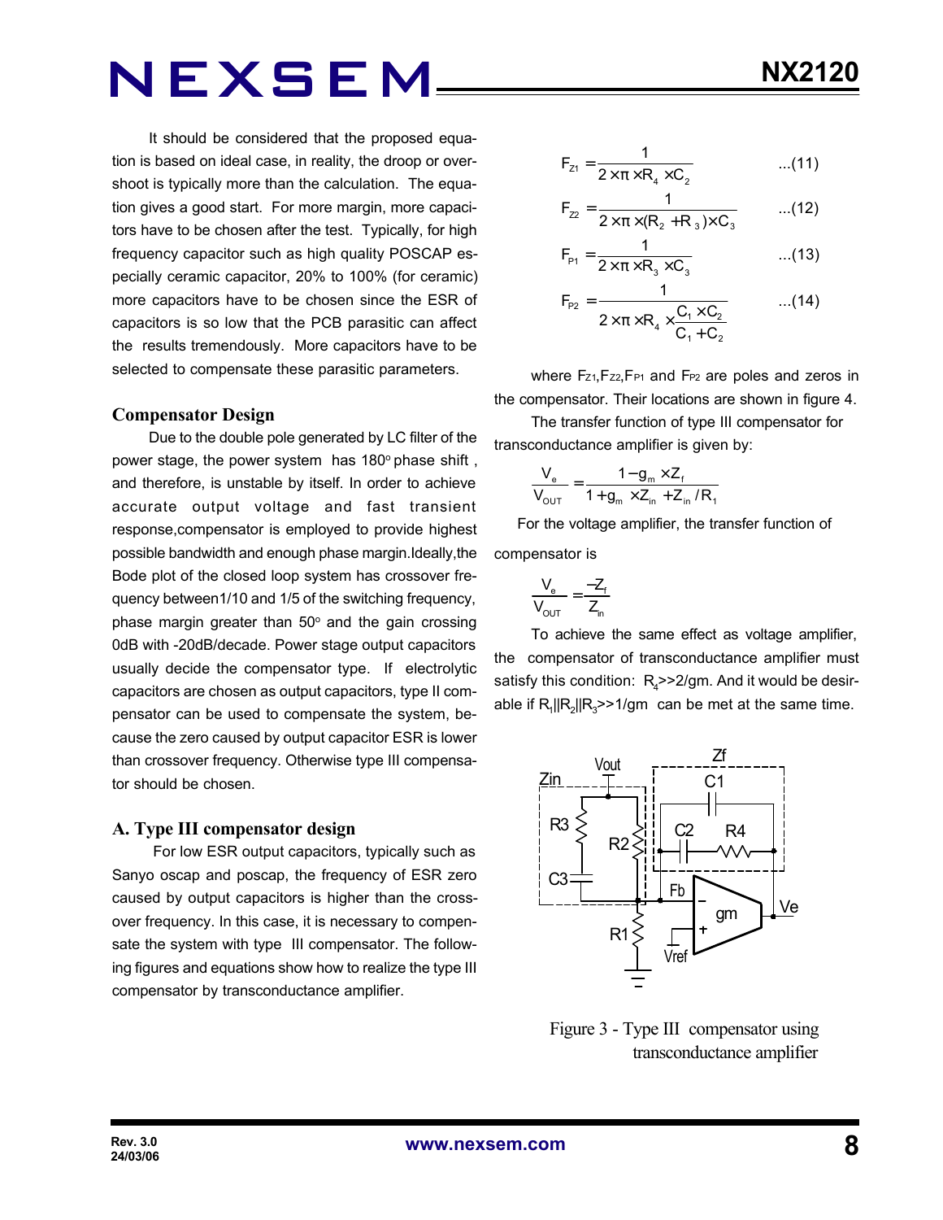It should be considered that the proposed equation is based on ideal case, in reality, the droop or overshoot is typically more than the calculation. The equation gives a good start. For more margin, more capacitors have to be chosen after the test. Typically, for high frequency capacitor such as high quality POSCAP especially ceramic capacitor, 20% to 100% (for ceramic) more capacitors have to be chosen since the ESR of capacitors is so low that the PCB parasitic can affect the results tremendously. More capacitors have to be selected to compensate these parasitic parameters.

## Compensator Design

Due to the double pole generated by LC filter of the power stage, the power system has 180° phase shift , and therefore, is unstable by itself. In order to achieve accurate output voltage and fast transient response,compensator is employed to provide highest possible bandwidth and enough phase margin.Ideally,the Bode plot of the closed loop system has crossover frequency between1/10 and 1/5 of the switching frequency, phase margin greater than 50° and the gain crossing 0dB with -20dB/decade. Power stage output capacitors usually decide the compensator type. If electrolytic capacitors are chosen as output capacitors, type II compensator can be used to compensate the system, because the zero caused by output capacitor ESR is lower than crossover frequency. Otherwise type III compensator should be chosen.

### A. Type III compensator design

For low ESR output capacitors, typically such as Sanyo oscap and poscap, the frequency of ESR zero caused by output capacitors is higher than the crossover frequency. In this case, it is necessary to compensate the system with type III compensator. The following figures and equations show how to realize the type III compensator by transconductance amplifier.

$$F_{Z1} = \frac{1}{2\times\pi\times R_4\times C_2} \qquad ...(11)$$

$$F_{Z2} = \frac{1}{2\times\pi\times(R_2+R_3)\times C_3} \qquad ...(12)$$

$$F_{P1} = \frac{1}{2\times\pi\times R_3\times C_3} \qquad ...(13)$$

$$F_{P2} = \frac{1}{2\times\pi\times R_4\times\frac{C_1\times C_2}{C_1+C_2}} \qquad ...(14)$$

where $F_{Z1}$,$F_{Z2}$,$F_{P1}$ and $F_{P2}$ are poles and zeros in the compensator. Their locations are shown in figure 4.

The transfer function of type III compensator for transconductance amplifier is given by:

$$\frac{V_e}{V_{OUT}} = \frac{1-g_m\times Z_f}{1+g_m\times Z_{in}+Z_{in}/R_1}$$

For the voltage amplifier, the transfer function of compensator is

$$\frac{V_e}{V_{OUT}} = \frac{-Z_f}{Z_{in}}$$

To achieve the same effect as voltage amplifier, the compensator of transconductance amplifier must satisfy this condition: $R_4$>>2/gm. And it would be desirable if $R_1||R_2||R_3$>>1/gm can be met at the same time.

Figure 3 - Type III compensator using transconductance amplifier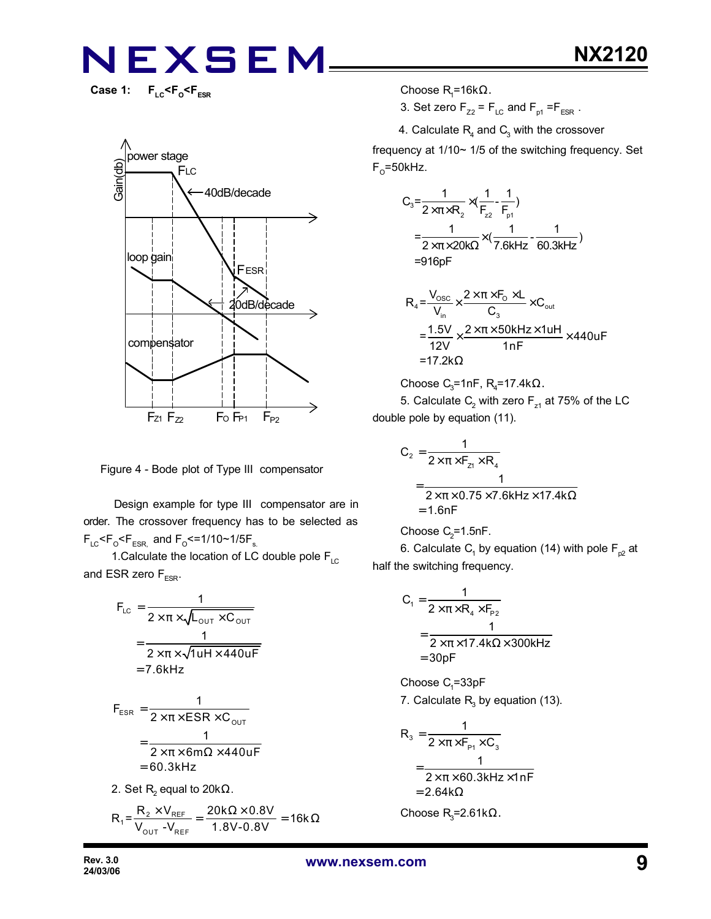**Case 1:** $F_{LC}<F_O<F_{ESR}$

Figure 4 - Bode plot of Type III compensator

Design example for type III compensator are in order. The crossover frequency has to be selected as $F_{LC}<F_O<F_{ESR,}$ and $F_O<=1/10\sim1/5F_s$.

1.Calculate the location of LC double pole $F_{LC}$ and ESR zero $F_{ESR}$.

$$
\begin{aligned}
F_{LC} &= \frac{1}{2\times\pi\times\sqrt{L_{OUT}\times C_{OUT}}} \\
&= \frac{1}{2\times\pi\times\sqrt{1uH\times440uF}} \\
&= 7.6kHz
\end{aligned}
$$

$$
\begin{aligned}
F_{ESR} &= \frac{1}{2\times\pi\times ESR\times C_{OUT}} \\
&= \frac{1}{2\times\pi\times6m\Omega\times440uF} \\
&= 60.3kHz
\end{aligned}
$$

2. Set $R_2$ equal to 20kΩ.

$$
R_1 = \frac{R_2\times V_{REF}}{V_{OUT}-V_{REF}} = \frac{20k\Omega\times0.8V}{1.8V-0.8V} = 16k\Omega
$$

Choose $R_1$=16kΩ.

3. Set zero $F_{Z2} = F_{LC}$ and $F_{p1} = F_{ESR}$.

4. Calculate $R_4$ and $C_3$ with the crossover frequency at 1/10~ 1/5 of the switching frequency. Set $F_O$=50kHz.

$$
\begin{aligned}
C_3 &= \frac{1}{2\times\pi\times R_2}\times\left(\frac{1}{F_{z2}}-\frac{1}{F_{p1}}\right) \\
&= \frac{1}{2\times\pi\times20k\Omega}\times\left(\frac{1}{7.6kHz}-\frac{1}{60.3kHz}\right) \\
&= 916pF
\end{aligned}
$$

$$
\begin{aligned}
R_4 &= \frac{V_{OSC}}{V_{in}}\times\frac{2\times\pi\times F_O\times L}{C_3}\times C_{out} \\
&= \frac{1.5V}{12V}\times\frac{2\times\pi\times50kHz\times1uH}{1nF}\times440uF \\
&= 17.2k\Omega
\end{aligned}
$$

Choose $C_3$=1nF, $R_4$=17.4kΩ.

5. Calculate $C_2$ with zero $F_{z1}$ at 75% of the LC double pole by equation (11).

$$
\begin{aligned}
C_2 &= \frac{1}{2\times\pi\times F_{Z1}\times R_4} \\
&= \frac{1}{2\times\pi\times0.75\times7.6kHz\times17.4k\Omega} \\
&= 1.6nF
\end{aligned}
$$

Choose $C_2$=1.5nF.

6. Calculate $C_1$ by equation (14) with pole $F_{p2}$ at half the switching frequency.

$$
\begin{aligned}
C_1 &= \frac{1}{2\times\pi\times R_4\times F_{P2}} \\
&= \frac{1}{2\times\pi\times17.4k\Omega\times300kHz} \\
&= 30pF
\end{aligned}
$$

Choose $C_1$=33pF

7. Calculate $R_3$ by equation (13).

$$
\begin{aligned}
R_3 &= \frac{1}{2\times\pi\times F_{P1}\times C_3} \\
&= \frac{1}{2\times\pi\times60.3kHz\times1nF} \\
&= 2.64k\Omega
\end{aligned}
$$

Choose $R_3$=2.61kΩ.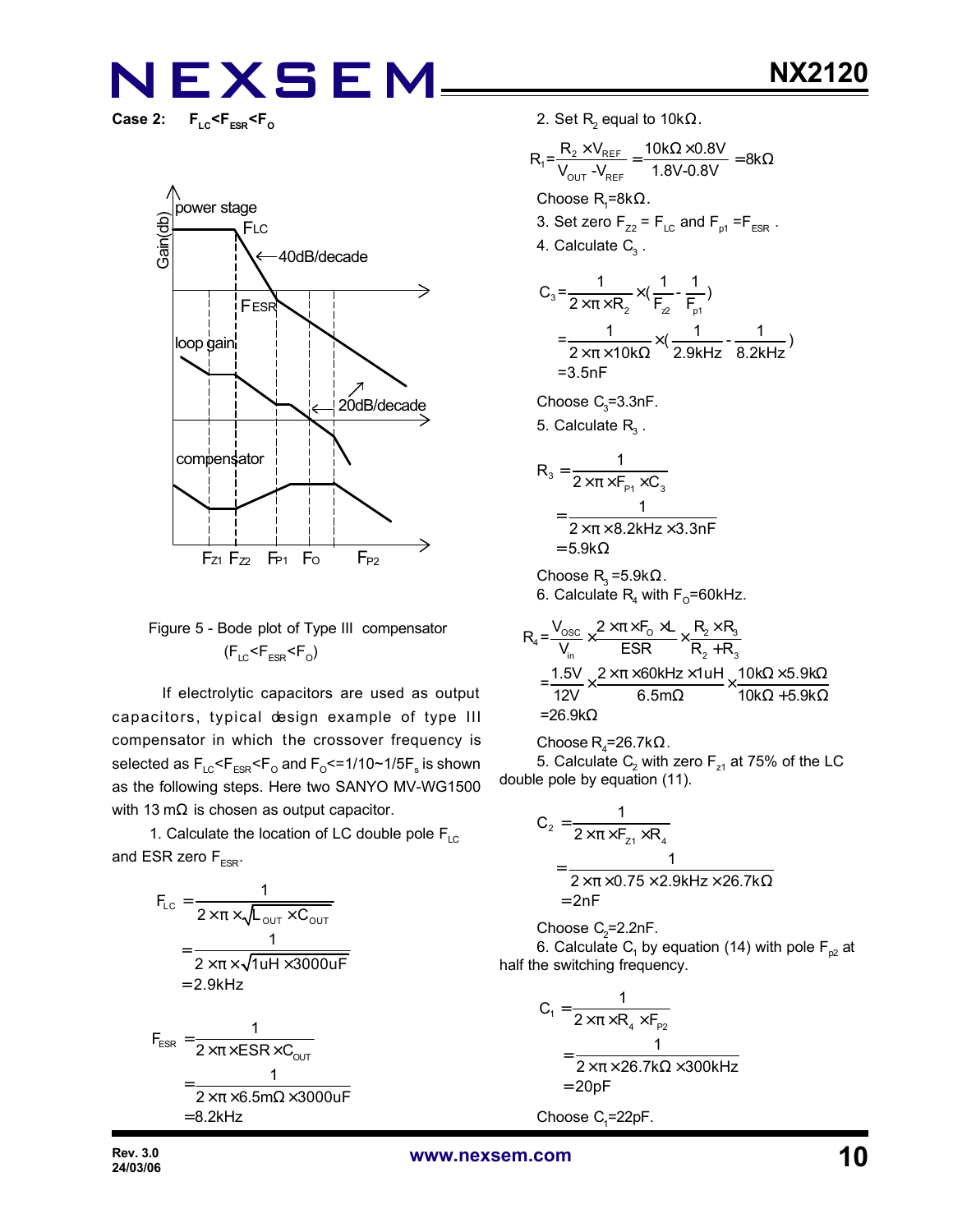**Case 2: $F_{LC}<F_{ESR}<F_O$**

Figure 5 - Bode plot of Type III compensator ($F_{LC}<F_{ESR}<F_O$)

If electrolytic capacitors are used as output capacitors, typical design example of type III compensator in which the crossover frequency is selected as $F_{LC}<F_{ESR}<F_O$ and $F_O<=1/10\sim1/5F_s$ is shown as the following steps. Here two SANYO MV-WG1500 with 13 mΩ is chosen as output capacitor.

1. Calculate the location of LC double pole $F_{LC}$ and ESR zero $F_{ESR}$.

$$F_{LC} = \frac{1}{2\times\pi\times\sqrt{L_{OUT}\times C_{OUT}}} = \frac{1}{2\times\pi\times\sqrt{1uH\times3000uF}} = 2.9kHz$$

$$F_{ESR} = \frac{1}{2\times\pi\times ESR\times C_{OUT}} = \frac{1}{2\times\pi\times6.5m\Omega\times3000uF} = 8.2kHz$$

2. Set $R_2$ equal to 10kΩ.

$$R_1 = \frac{R_2\times V_{REF}}{V_{OUT}-V_{REF}} = \frac{10k\Omega\times0.8V}{1.8V-0.8V} = 8k\Omega$$

Choose $R_1$=8kΩ.

3. Set zero $F_{Z2} = F_{LC}$ and $F_{p1} = F_{ESR}$.

4. Calculate $C_3$.

$$C_3 = \frac{1}{2\times\pi\times R_2}\times\left(\frac{1}{F_{z2}}-\frac{1}{F_{p1}}\right) = \frac{1}{2\times\pi\times10k\Omega}\times\left(\frac{1}{2.9kHz}-\frac{1}{8.2kHz}\right) = 3.5nF$$

Choose $C_3$=3.3nF.

5. Calculate $R_3$.

$$R_3 = \frac{1}{2\times\pi\times F_{P1}\times C_3} = \frac{1}{2\times\pi\times8.2kHz\times3.3nF} = 5.9k\Omega$$

Choose $R_3$ =5.9kΩ.

6. Calculate $R_4$ with $F_O$=60kHz.

$$R_4 = \frac{V_{OSC}}{V_{in}}\times\frac{2\times\pi\times F_O\times L}{ESR}\times\frac{R_2\times R_3}{R_2+R_3} = \frac{1.5V}{12V}\times\frac{2\times\pi\times60kHz\times1uH}{6.5m\Omega}\times\frac{10k\Omega\times5.9k\Omega}{10k\Omega+5.9k\Omega} = 26.9k\Omega$$

Choose $R_4$=26.7kΩ.

5. Calculate $C_2$ with zero $F_{z1}$ at 75% of the LC double pole by equation (11).

$$C_2 = \frac{1}{2\times\pi\times F_{Z1}\times R_4} = \frac{1}{2\times\pi\times0.75\times2.9kHz\times26.7k\Omega} = 2nF$$

Choose $C_2$=2.2nF.

6. Calculate $C_1$ by equation (14) with pole $F_{p2}$ at half the switching frequency.

$$C_1 = \frac{1}{2\times\pi\times R_4\times F_{P2}} = \frac{1}{2\times\pi\times26.7k\Omega\times300kHz} = 20pF$$

Choose $C_1$=22pF.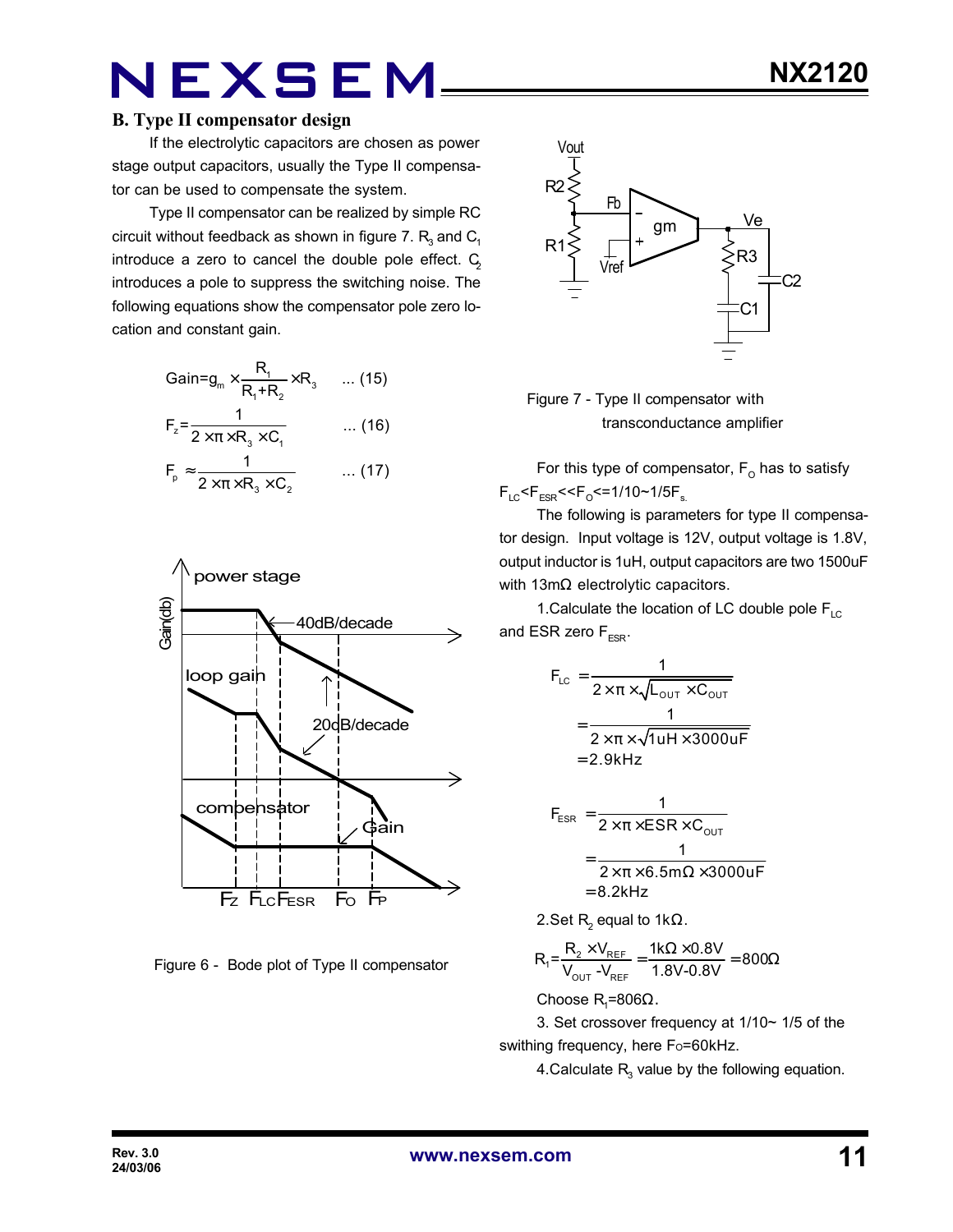## B. Type II compensator design

If the electrolytic capacitors are chosen as power stage output capacitors, usually the Type II compensator can be used to compensate the system.

Type II compensator can be realized by simple RC circuit without feedback as shown in figure 7. $R_3$ and $C_1$ introduce a zero to cancel the double pole effect. $C_2$ introduces a pole to suppress the switching noise. The following equations show the compensator pole zero location and constant gain.

$$\text{Gain}=g_m \times \frac{R_1}{R_1+R_2} \times R_3 \quad \text{... (15)}$$

$$F_z=\frac{1}{2 \times \pi \times R_3 \times C_1} \quad \text{... (16)}$$

$$F_p \approx \frac{1}{2 \times \pi \times R_3 \times C_2} \quad \text{... (17)}$$

Figure 6 - Bode plot of Type II compensator

Figure 7 - Type II compensator with transconductance amplifier

For this type of compensator, $F_O$ has to satisfy $F_{LC}<F_{ESR}<<F_O<=1/10\sim1/5F_s$.

The following is parameters for type II compensator design. Input voltage is 12V, output voltage is 1.8V, output inductor is 1uH, output capacitors are two 1500uF with 13mΩ electrolytic capacitors.

1.Calculate the location of LC double pole $F_{LC}$ and ESR zero $F_{ESR}$.

$$F_{LC}=\frac{1}{2 \times \pi \times \sqrt{L_{OUT} \times C_{OUT}}}$$
$$=\frac{1}{2 \times \pi \times \sqrt{1uH \times 3000uF}}$$
$$=2.9kHz$$

$$F_{ESR}=\frac{1}{2 \times \pi \times ESR \times C_{OUT}}$$
$$=\frac{1}{2 \times \pi \times 6.5m\Omega \times 3000uF}$$
$$=8.2kHz$$

2.Set $R_2$ equal to 1kΩ.

$$R_1=\frac{R_2 \times V_{REF}}{V_{OUT}-V_{REF}}=\frac{1k\Omega \times 0.8V}{1.8V-0.8V}=800\Omega$$

Choose $R_1$=806Ω.

3. Set crossover frequency at 1/10~ 1/5 of the swithing frequency, here $F_O$=60kHz.

4.Calculate $R_3$ value by the following equation.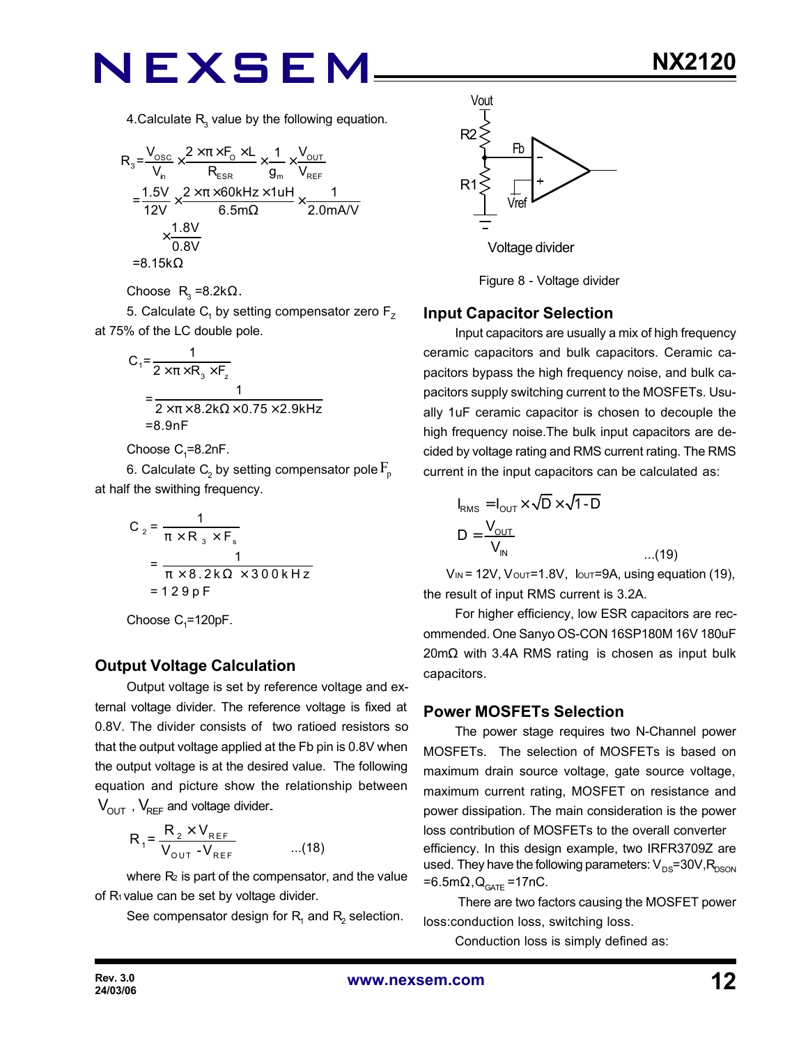4.Calculate $R_3$ value by the following equation.

$$R_3 = \frac{V_{OSC}}{V_{in}} \times \frac{2 \times \pi \times F_O \times L}{R_{ESR}} \times \frac{1}{g_m} \times \frac{V_{OUT}}{V_{REF}}$$

$$= \frac{1.5V}{12V} \times \frac{2 \times \pi \times 60kHz \times 1uH}{6.5m\Omega} \times \frac{1}{2.0mA/V} \times \frac{1.8V}{0.8V}$$

$$= 8.15k\Omega$$

Choose $R_3$ =8.2kΩ.

5. Calculate $C_1$ by setting compensator zero $F_Z$ at 75% of the LC double pole.

$$C_1 = \frac{1}{2 \times \pi \times R_3 \times F_z}$$

$$= \frac{1}{2 \times \pi \times 8.2k\Omega \times 0.75 \times 2.9kHz}$$

$$= 8.9nF$$

Choose $C_1$=8.2nF.

6. Calculate $C_2$ by setting compensator pole $F_p$ at half the swithing frequency.

$$C_2 = \frac{1}{\pi \times R_3 \times F_s}$$

$$= \frac{1}{\pi \times 8.2k\Omega \times 300kHz}$$

$$= 129pF$$

Choose $C_1$=120pF.

## Output Voltage Calculation

Output voltage is set by reference voltage and external voltage divider. The reference voltage is fixed at 0.8V. The divider consists of two ratioed resistors so that the output voltage applied at the Fb pin is 0.8V when the output voltage is at the desired value. The following equation and picture show the relationship between $V_{OUT}$ , $V_{REF}$ and voltage divider.

$$R_1 = \frac{R_2 \times V_{REF}}{V_{OUT} - V_{REF}} \quad \text{...(18)}$$

where $R_2$ is part of the compensator, and the value of $R_1$ value can be set by voltage divider.

See compensator design for $R_1$ and $R_2$ selection.

Vout
R2
Fb
R1
Vref
Voltage divider

Figure 8 - Voltage divider

## Input Capacitor Selection

Input capacitors are usually a mix of high frequency ceramic capacitors and bulk capacitors. Ceramic capacitors bypass the high frequency noise, and bulk capacitors supply switching current to the MOSFETs. Usually 1uF ceramic capacitor is chosen to decouple the high frequency noise.The bulk input capacitors are decided by voltage rating and RMS current rating. The RMS current in the input capacitors can be calculated as:

$$I_{RMS} = I_{OUT} \times \sqrt{D} \times \sqrt{1-D}$$

$$D = \frac{V_{OUT}}{V_{IN}} \quad \text{...(19)}$$

$V_{IN}$ = 12V, $V_{OUT}$=1.8V, $I_{OUT}$=9A, using equation (19), the result of input RMS current is 3.2A.

For higher efficiency, low ESR capacitors are recommended. One Sanyo OS-CON 16SP180M 16V 180uF 20mΩ with 3.4A RMS rating is chosen as input bulk capacitors.

## Power MOSFETs Selection

The power stage requires two N-Channel power MOSFETs. The selection of MOSFETs is based on maximum drain source voltage, gate source voltage, maximum current rating, MOSFET on resistance and power dissipation. The main consideration is the power loss contribution of MOSFETs to the overall converter efficiency. In this design example, two IRFR3709Z are used. They have the following parameters: $V_{DS}$=30V,$R_{DSON}$ =6.5mΩ,$Q_{GATE}$ =17nC.

There are two factors causing the MOSFET power loss:conduction loss, switching loss.

Conduction loss is simply defined as: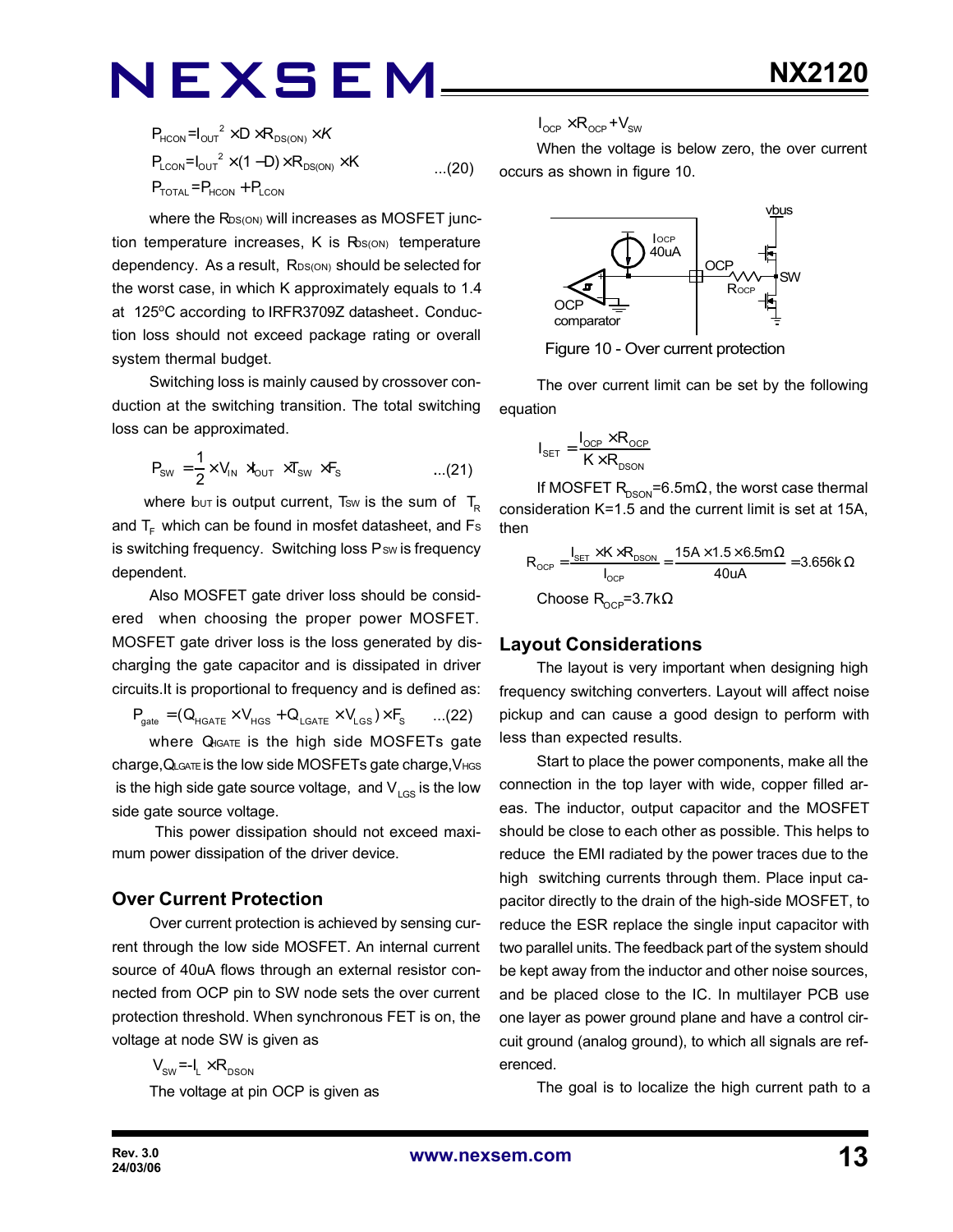$$P_{HCON} = I_{OUT}^2 \times D \times R_{DS(ON)} \times K$$
$$P_{LCON} = I_{OUT}^2 \times (1 - D) \times R_{DS(ON)} \times K \qquad ...(20)$$
$$P_{TOTAL} = P_{HCON} + P_{LCON}$$

where the $R_{DS(ON)}$ will increases as MOSFET junction temperature increases, K is $R_{DS(ON)}$ temperature dependency. As a result, $R_{DS(ON)}$ should be selected for the worst case, in which K approximately equals to 1.4 at 125°C according to IRFR3709Z datasheet. Conduction loss should not exceed package rating or overall system thermal budget.

Switching loss is mainly caused by crossover conduction at the switching transition. The total switching loss can be approximated.

$$P_{SW} = \frac{1}{2} \times V_{IN} \times I_{OUT} \times T_{SW} \times F_S \qquad ...(21)$$

where $I_{OUT}$ is output current, $T_{SW}$ is the sum of $T_R$ and $T_F$ which can be found in mosfet datasheet, and $F_S$ is switching frequency. Switching loss $P_{SW}$ is frequency dependent.

Also MOSFET gate driver loss should be considered when choosing the proper power MOSFET. MOSFET gate driver loss is the loss generated by discharging the gate capacitor and is dissipated in driver circuits.It is proportional to frequency and is defined as:

$$P_{gate} = (Q_{HGATE} \times V_{HGS} + Q_{LGATE} \times V_{LGS}) \times F_S \qquad ...(22)$$

where $Q_{HGATE}$ is the high side MOSFETs gate charge, $Q_{LGATE}$ is the low side MOSFETs gate charge, $V_{HGS}$ is the high side gate source voltage, and $V_{LGS}$ is the low side gate source voltage.

This power dissipation should not exceed maximum power dissipation of the driver device.

## Over Current Protection

Over current protection is achieved by sensing current through the low side MOSFET. An internal current source of 40uA flows through an external resistor connected from OCP pin to SW node sets the over current protection threshold. When synchronous FET is on, the voltage at node SW is given as

$$V_{SW} = -I_L \times R_{DSON}$$

The voltage at pin OCP is given as

$$I_{OCP} \times R_{OCP} + V_{SW}$$

When the voltage is below zero, the over current occurs as shown in figure 10.

Figure 10 - Over current protection

The over current limit can be set by the following equation

$$I_{SET} = \frac{I_{OCP} \times R_{OCP}}{K \times R_{DSON}}$$

If MOSFET $R_{DSON}$=6.5mΩ, the worst case thermal consideration K=1.5 and the current limit is set at 15A, then

$$R_{OCP} = \frac{I_{SET} \times K \times R_{DSON}}{I_{OCP}} = \frac{15A \times 1.5 \times 6.5m\Omega}{40uA} = 3.656k\Omega$$

Choose $R_{OCP}$=3.7kΩ

## Layout Considerations

The layout is very important when designing high frequency switching converters. Layout will affect noise pickup and can cause a good design to perform with less than expected results.

Start to place the power components, make all the connection in the top layer with wide, copper filled areas. The inductor, output capacitor and the MOSFET should be close to each other as possible. This helps to reduce the EMI radiated by the power traces due to the high switching currents through them. Place input capacitor directly to the drain of the high-side MOSFET, to reduce the ESR replace the single input capacitor with two parallel units. The feedback part of the system should be kept away from the inductor and other noise sources, and be placed close to the IC. In multilayer PCB use one layer as power ground plane and have a control circuit ground (analog ground), to which all signals are referenced.

The goal is to localize the high current path to a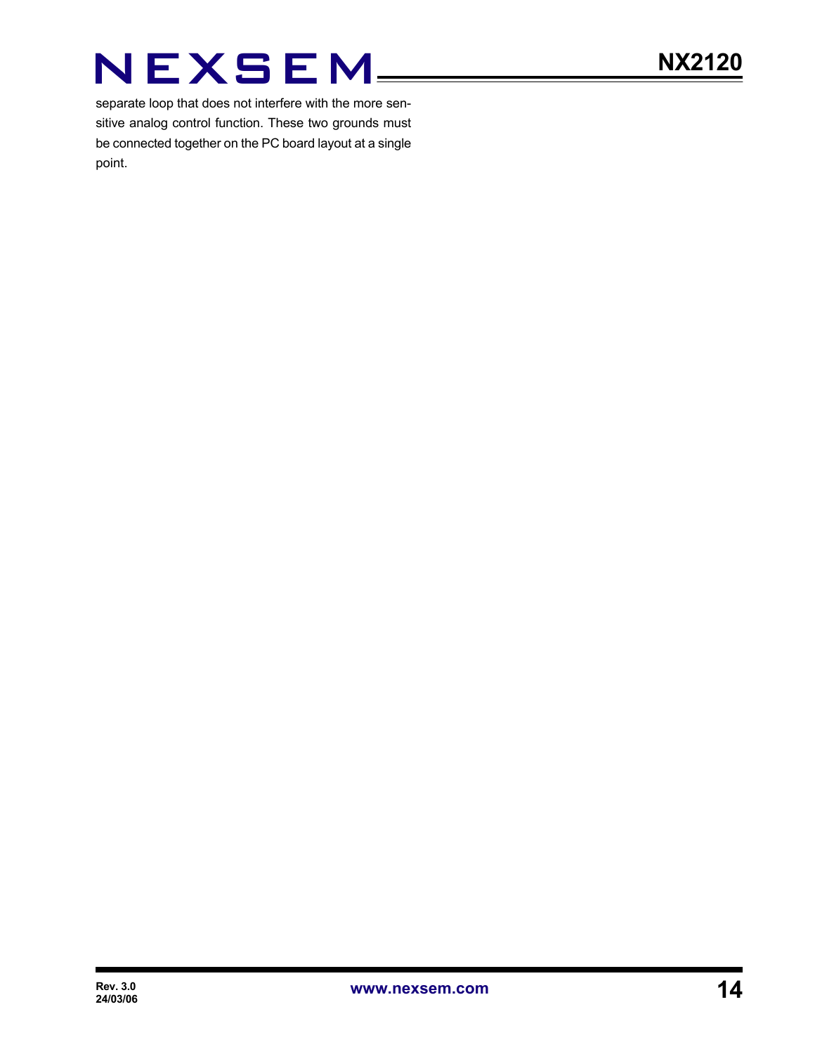separate loop that does not interfere with the more sensitive analog control function. These two grounds must be connected together on the PC board layout at a single point.